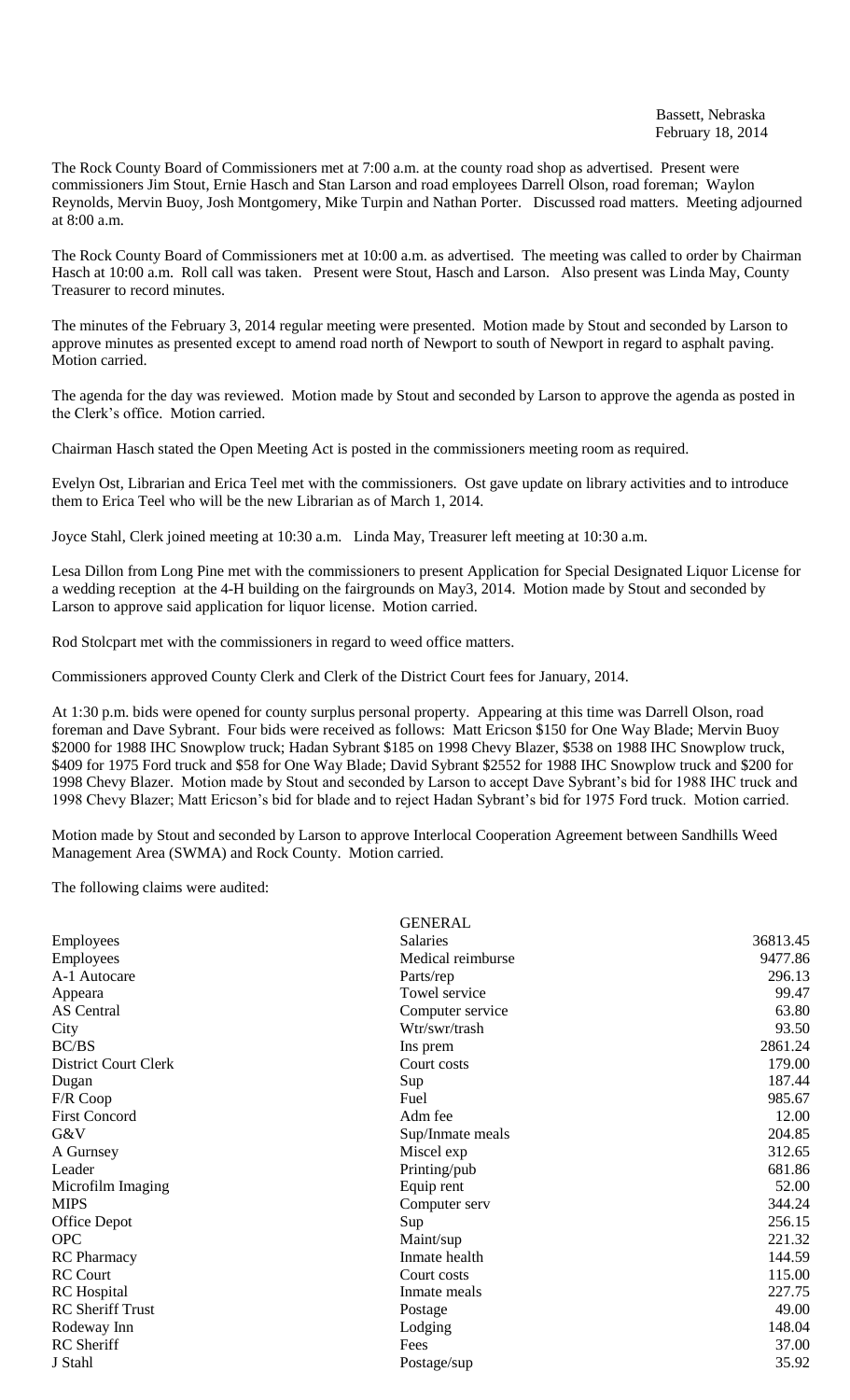Bassett, Nebraska
February 18, 2014

The Rock County Board of Commissioners met at 7:00 a.m. at the county road shop as advertised. Present were commissioners Jim Stout, Ernie Hasch and Stan Larson and road employees Darrell Olson, road foreman; Waylon Reynolds, Mervin Buoy, Josh Montgomery, Mike Turpin and Nathan Porter. Discussed road matters. Meeting adjourned at 8:00 a.m.

The Rock County Board of Commissioners met at 10:00 a.m. as advertised. The meeting was called to order by Chairman Hasch at 10:00 a.m. Roll call was taken. Present were Stout, Hasch and Larson. Also present was Linda May, County Treasurer to record minutes.

The minutes of the February 3, 2014 regular meeting were presented. Motion made by Stout and seconded by Larson to approve minutes as presented except to amend road north of Newport to south of Newport in regard to asphalt paving. Motion carried.

The agenda for the day was reviewed. Motion made by Stout and seconded by Larson to approve the agenda as posted in the Clerk's office. Motion carried.

Chairman Hasch stated the Open Meeting Act is posted in the commissioners meeting room as required.

Evelyn Ost, Librarian and Erica Teel met with the commissioners. Ost gave update on library activities and to introduce them to Erica Teel who will be the new Librarian as of March 1, 2014.

Joyce Stahl, Clerk joined meeting at 10:30 a.m. Linda May, Treasurer left meeting at 10:30 a.m.

Lesa Dillon from Long Pine met with the commissioners to present Application for Special Designated Liquor License for a wedding reception at the 4-H building on the fairgrounds on May3, 2014. Motion made by Stout and seconded by Larson to approve said application for liquor license. Motion carried.

Rod Stolcpart met with the commissioners in regard to weed office matters.

Commissioners approved County Clerk and Clerk of the District Court fees for January, 2014.

At 1:30 p.m. bids were opened for county surplus personal property. Appearing at this time was Darrell Olson, road foreman and Dave Sybrant. Four bids were received as follows: Matt Ericson $150 for One Way Blade; Mervin Buoy $2000 for 1988 IHC Snowplow truck; Hadan Sybrant $185 on 1998 Chevy Blazer, $538 on 1988 IHC Snowplow truck, $409 for 1975 Ford truck and $58 for One Way Blade; David Sybrant $2552 for 1988 IHC Snowplow truck and $200 for 1998 Chevy Blazer. Motion made by Stout and seconded by Larson to accept Dave Sybrant's bid for 1988 IHC truck and 1998 Chevy Blazer; Matt Ericson's bid for blade and to reject Hadan Sybrant's bid for 1975 Ford truck. Motion carried.

Motion made by Stout and seconded by Larson to approve Interlocal Cooperation Agreement between Sandhills Weed Management Area (SWMA) and Rock County. Motion carried.

The following claims were audited:

| | GENERAL | |
|---|---|---|
| Employees | Salaries | 36813.45 |
| Employees | Medical reimburse | 9477.86 |
| A-1 Autocare | Parts/rep | 296.13 |
| Appeara | Towel service | 99.47 |
| AS Central | Computer service | 63.80 |
| City | Wtr/swr/trash | 93.50 |
| BC/BS | Ins prem | 2861.24 |
| District Court Clerk | Court costs | 179.00 |
| Dugan | Sup | 187.44 |
| F/R Coop | Fuel | 985.67 |
| First Concord | Adm fee | 12.00 |
| G&V | Sup/Inmate meals | 204.85 |
| A Gurnsey | Miscel exp | 312.65 |
| Leader | Printing/pub | 681.86 |
| Microfilm Imaging | Equip rent | 52.00 |
| MIPS | Computer serv | 344.24 |
| Office Depot | Sup | 256.15 |
| OPC | Maint/sup | 221.32 |
| RC Pharmacy | Inmate health | 144.59 |
| RC Court | Court costs | 115.00 |
| RC Hospital | Inmate meals | 227.75 |
| RC Sheriff Trust | Postage | 49.00 |
| Rodeway Inn | Lodging | 148.04 |
| RC Sheriff | Fees | 37.00 |
| J Stahl | Postage/sup | 35.92 |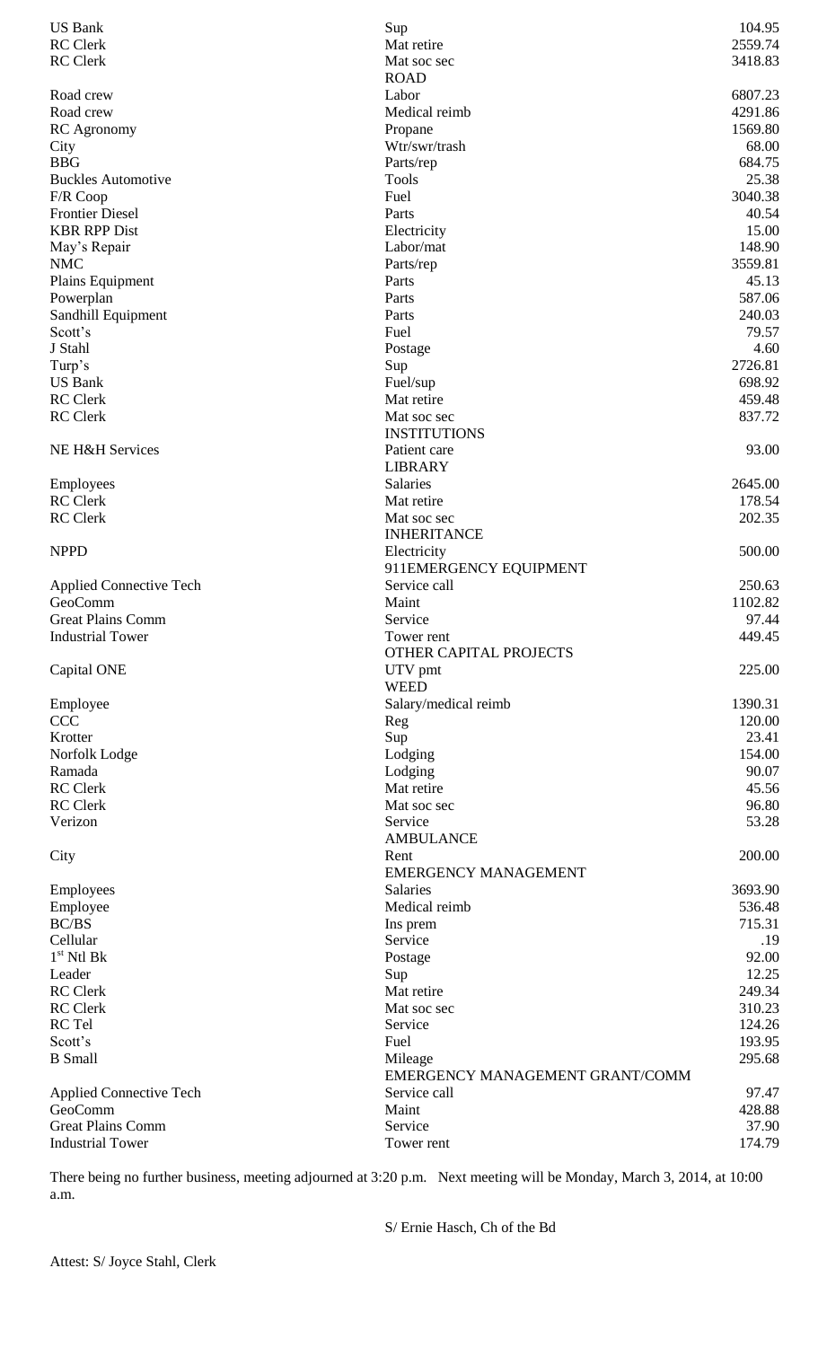| | | |
|---|---|---|
| US Bank | Sup | 104.95 |
| RC Clerk | Mat retire | 2559.74 |
| RC Clerk | Mat soc sec | 3418.83 |
| | ROAD | |
| Road crew | Labor | 6807.23 |
| Road crew | Medical reimb | 4291.86 |
| RC Agronomy | Propane | 1569.80 |
| City | Wtr/swr/trash | 68.00 |
| BBG | Parts/rep | 684.75 |
| Buckles Automotive | Tools | 25.38 |
| F/R Coop | Fuel | 3040.38 |
| Frontier Diesel | Parts | 40.54 |
| KBR RPP Dist | Electricity | 15.00 |
| May's Repair | Labor/mat | 148.90 |
| NMC | Parts/rep | 3559.81 |
| Plains Equipment | Parts | 45.13 |
| Powerplan | Parts | 587.06 |
| Sandhill Equipment | Parts | 240.03 |
| Scott's | Fuel | 79.57 |
| J Stahl | Postage | 4.60 |
| Turp's | Sup | 2726.81 |
| US Bank | Fuel/sup | 698.92 |
| RC Clerk | Mat retire | 459.48 |
| RC Clerk | Mat soc sec | 837.72 |
| | INSTITUTIONS | |
| NE H&H Services | Patient care | 93.00 |
| | LIBRARY | |
| Employees | Salaries | 2645.00 |
| RC Clerk | Mat retire | 178.54 |
| RC Clerk | Mat soc sec | 202.35 |
| | INHERITANCE | |
| NPPD | Electricity | 500.00 |
| | 911EMERGENCY EQUIPMENT | |
| Applied Connective Tech | Service call | 250.63 |
| GeoComm | Maint | 1102.82 |
| Great Plains Comm | Service | 97.44 |
| Industrial Tower | Tower rent | 449.45 |
| | OTHER CAPITAL PROJECTS | |
| Capital ONE | UTV pmt | 225.00 |
| | WEED | |
| Employee | Salary/medical reimb | 1390.31 |
| CCC | Reg | 120.00 |
| Krotter | Sup | 23.41 |
| Norfolk Lodge | Lodging | 154.00 |
| Ramada | Lodging | 90.07 |
| RC Clerk | Mat retire | 45.56 |
| RC Clerk | Mat soc sec | 96.80 |
| Verizon | Service | 53.28 |
| | AMBULANCE | |
| City | Rent | 200.00 |
| | EMERGENCY MANAGEMENT | |
| Employees | Salaries | 3693.90 |
| Employee | Medical reimb | 536.48 |
| BC/BS | Ins prem | 715.31 |
| Cellular | Service | .19 |
| 1st Ntl Bk | Postage | 92.00 |
| Leader | Sup | 12.25 |
| RC Clerk | Mat retire | 249.34 |
| RC Clerk | Mat soc sec | 310.23 |
| RC Tel | Service | 124.26 |
| Scott's | Fuel | 193.95 |
| B Small | Mileage | 295.68 |
| | EMERGENCY MANAGEMENT GRANT/COMM | |
| Applied Connective Tech | Service call | 97.47 |
| GeoComm | Maint | 428.88 |
| Great Plains Comm | Service | 37.90 |
| Industrial Tower | Tower rent | 174.79 |

There being no further business, meeting adjourned at 3:20 p.m. Next meeting will be Monday, March 3, 2014, at 10:00 a.m.

S/ Ernie Hasch, Ch of the Bd

Attest: S/ Joyce Stahl, Clerk